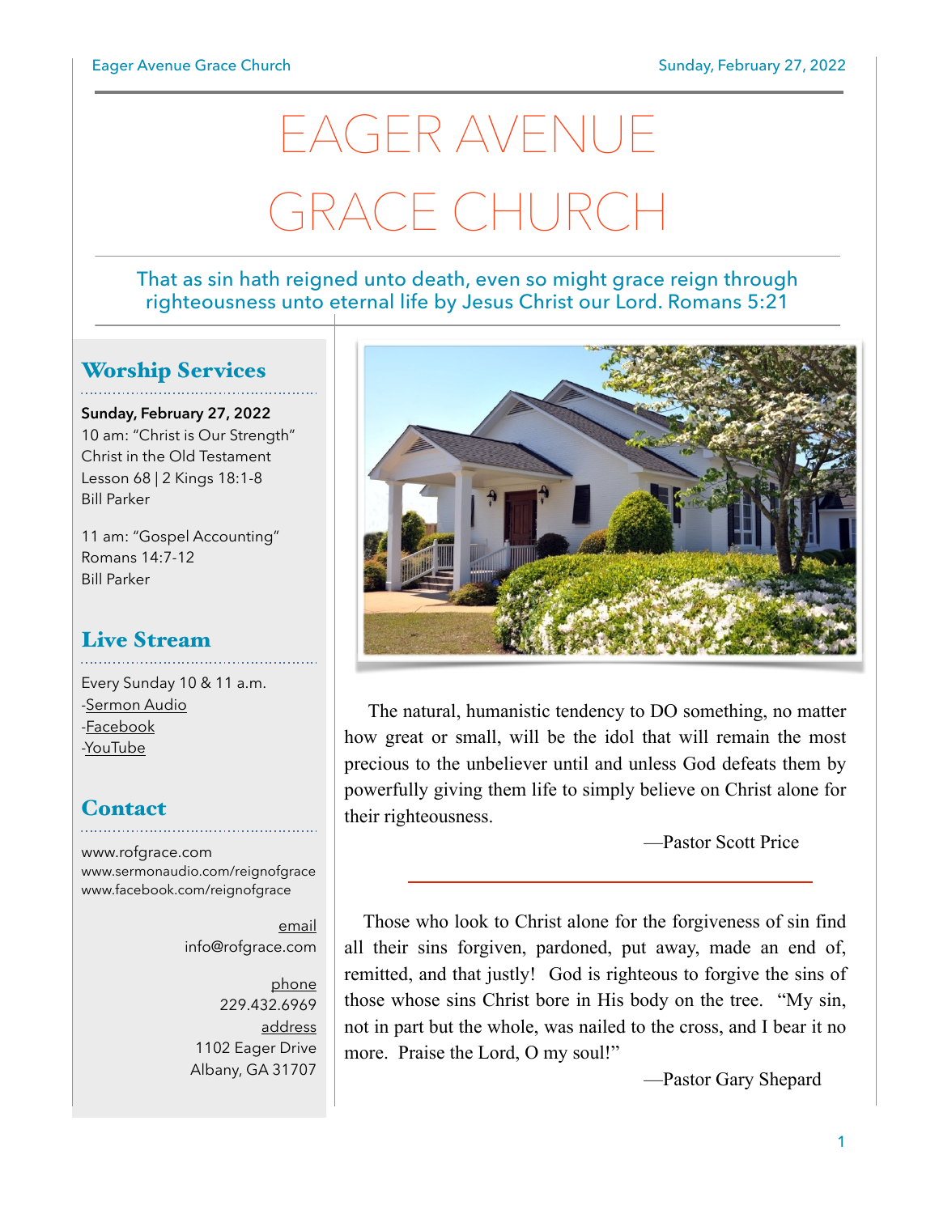# EAGER AVENUE GRACE CHURCH

That as sin hath reigned unto death, even so might grace reign through righteousness unto eternal life by Jesus Christ our Lord. Romans 5:21

## Worship Services

**Sunday, February 27, 2022**
10 am: "Christ is Our Strength"
Christ in the Old Testament
Lesson 68 | 2 Kings 18:1-8
Bill Parker

11 am: "Gospel Accounting"
Romans 14:7-12
Bill Parker

## Live Stream

Every Sunday 10 & 11 a.m.
-Sermon Audio
-Facebook
-YouTube

## Contact

www.rofgrace.com
www.sermonaudio.com/reignofgrace
www.facebook.com/reignofgrace

email
info@rofgrace.com

phone
229.432.6969

address
1102 Eager Drive
Albany, GA 31707

The natural, humanistic tendency to DO something, no matter how great or small, will be the idol that will remain the most precious to the unbeliever until and unless God defeats them by powerfully giving them life to simply believe on Christ alone for their righteousness.

—Pastor Scott Price

---

Those who look to Christ alone for the forgiveness of sin find all their sins forgiven, pardoned, put away, made an end of, remitted, and that justly! God is righteous to forgive the sins of those whose sins Christ bore in His body on the tree. "My sin, not in part but the whole, was nailed to the cross, and I bear it no more. Praise the Lord, O my soul!"

—Pastor Gary Shepard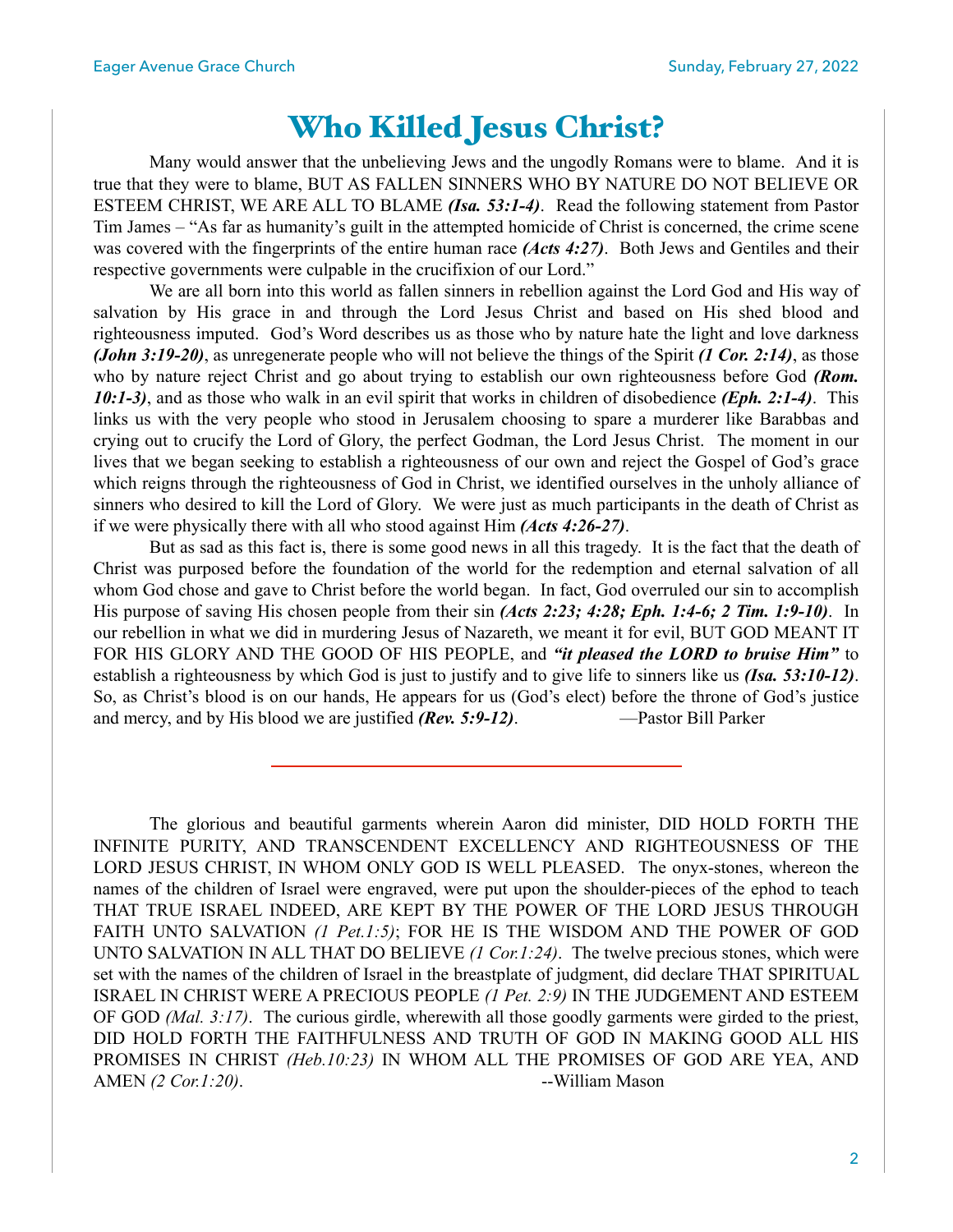# Who Killed Jesus Christ?

Many would answer that the unbelieving Jews and the ungodly Romans were to blame. And it is true that they were to blame, BUT AS FALLEN SINNERS WHO BY NATURE DO NOT BELIEVE OR ESTEEM CHRIST, WE ARE ALL TO BLAME ***(Isa. 53:1-4)***. Read the following statement from Pastor Tim James – "As far as humanity's guilt in the attempted homicide of Christ is concerned, the crime scene was covered with the fingerprints of the entire human race ***(Acts 4:27)***. Both Jews and Gentiles and their respective governments were culpable in the crucifixion of our Lord."

We are all born into this world as fallen sinners in rebellion against the Lord God and His way of salvation by His grace in and through the Lord Jesus Christ and based on His shed blood and righteousness imputed. God's Word describes us as those who by nature hate the light and love darkness ***(John 3:19-20)***, as unregenerate people who will not believe the things of the Spirit ***(1 Cor. 2:14)***, as those who by nature reject Christ and go about trying to establish our own righteousness before God ***(Rom. 10:1-3)***, and as those who walk in an evil spirit that works in children of disobedience ***(Eph. 2:1-4)***. This links us with the very people who stood in Jerusalem choosing to spare a murderer like Barabbas and crying out to crucify the Lord of Glory, the perfect Godman, the Lord Jesus Christ. The moment in our lives that we began seeking to establish a righteousness of our own and reject the Gospel of God's grace which reigns through the righteousness of God in Christ, we identified ourselves in the unholy alliance of sinners who desired to kill the Lord of Glory. We were just as much participants in the death of Christ as if we were physically there with all who stood against Him ***(Acts 4:26-27)***.

But as sad as this fact is, there is some good news in all this tragedy. It is the fact that the death of Christ was purposed before the foundation of the world for the redemption and eternal salvation of all whom God chose and gave to Christ before the world began. In fact, God overruled our sin to accomplish His purpose of saving His chosen people from their sin ***(Acts 2:23; 4:28; Eph. 1:4-6; 2 Tim. 1:9-10)***. In our rebellion in what we did in murdering Jesus of Nazareth, we meant it for evil, BUT GOD MEANT IT FOR HIS GLORY AND THE GOOD OF HIS PEOPLE, and ***"it pleased the LORD to bruise Him"*** to establish a righteousness by which God is just to justify and to give life to sinners like us ***(Isa. 53:10-12)***. So, as Christ's blood is on our hands, He appears for us (God's elect) before the throne of God's justice and mercy, and by His blood we are justified ***(Rev. 5:9-12)***. —Pastor Bill Parker

---

The glorious and beautiful garments wherein Aaron did minister, DID HOLD FORTH THE INFINITE PURITY, AND TRANSCENDENT EXCELLENCY AND RIGHTEOUSNESS OF THE LORD JESUS CHRIST, IN WHOM ONLY GOD IS WELL PLEASED. The onyx-stones, whereon the names of the children of Israel were engraved, were put upon the shoulder-pieces of the ephod to teach THAT TRUE ISRAEL INDEED, ARE KEPT BY THE POWER OF THE LORD JESUS THROUGH FAITH UNTO SALVATION *(1 Pet.1:5)*; FOR HE IS THE WISDOM AND THE POWER OF GOD UNTO SALVATION IN ALL THAT DO BELIEVE *(1 Cor.1:24)*. The twelve precious stones, which were set with the names of the children of Israel in the breastplate of judgment, did declare THAT SPIRITUAL ISRAEL IN CHRIST WERE A PRECIOUS PEOPLE *(1 Pet. 2:9)* IN THE JUDGEMENT AND ESTEEM OF GOD *(Mal. 3:17)*. The curious girdle, wherewith all those goodly garments were girded to the priest, DID HOLD FORTH THE FAITHFULNESS AND TRUTH OF GOD IN MAKING GOOD ALL HIS PROMISES IN CHRIST *(Heb.10:23)* IN WHOM ALL THE PROMISES OF GOD ARE YEA, AND AMEN *(2 Cor.1:20)*. --William Mason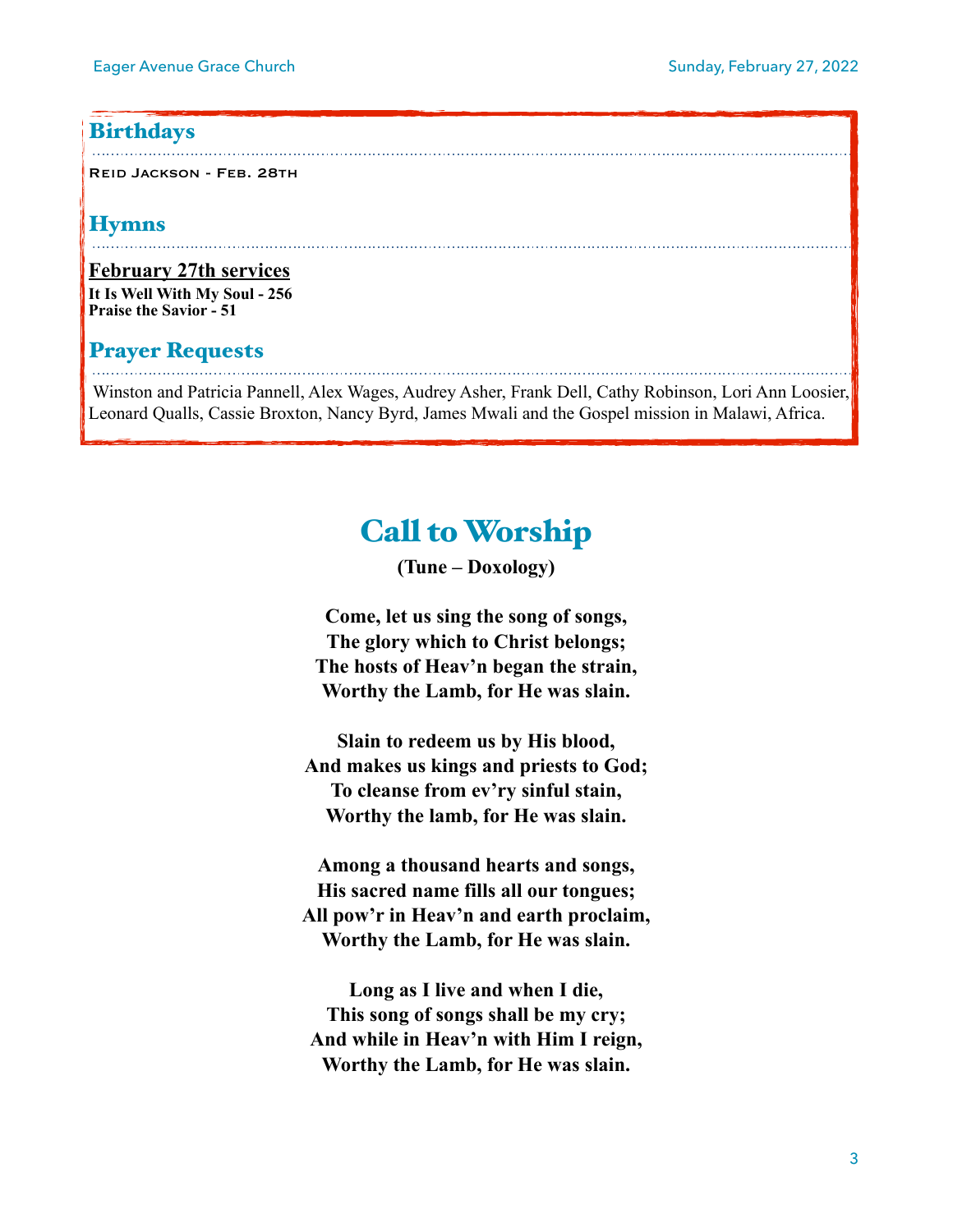## Birthdays

Reid Jackson - Feb. 28th

## Hymns

**February 27th services**

**It Is Well With My Soul - 256**
**Praise the Savior - 51**

## Prayer Requests

Winston and Patricia Pannell, Alex Wages, Audrey Asher, Frank Dell, Cathy Robinson, Lori Ann Loosier, Leonard Qualls, Cassie Broxton, Nancy Byrd, James Mwali and the Gospel mission in Malawi, Africa.

# Call to Worship

**(Tune – Doxology)**

**Come, let us sing the song of songs,**
**The glory which to Christ belongs;**
**The hosts of Heav'n began the strain,**
**Worthy the Lamb, for He was slain.**

**Slain to redeem us by His blood,**
**And makes us kings and priests to God;**
**To cleanse from ev'ry sinful stain,**
**Worthy the lamb, for He was slain.**

**Among a thousand hearts and songs,**
**His sacred name fills all our tongues;**
**All pow'r in Heav'n and earth proclaim,**
**Worthy the Lamb, for He was slain.**

**Long as I live and when I die,**
**This song of songs shall be my cry;**
**And while in Heav'n with Him I reign,**
**Worthy the Lamb, for He was slain.**